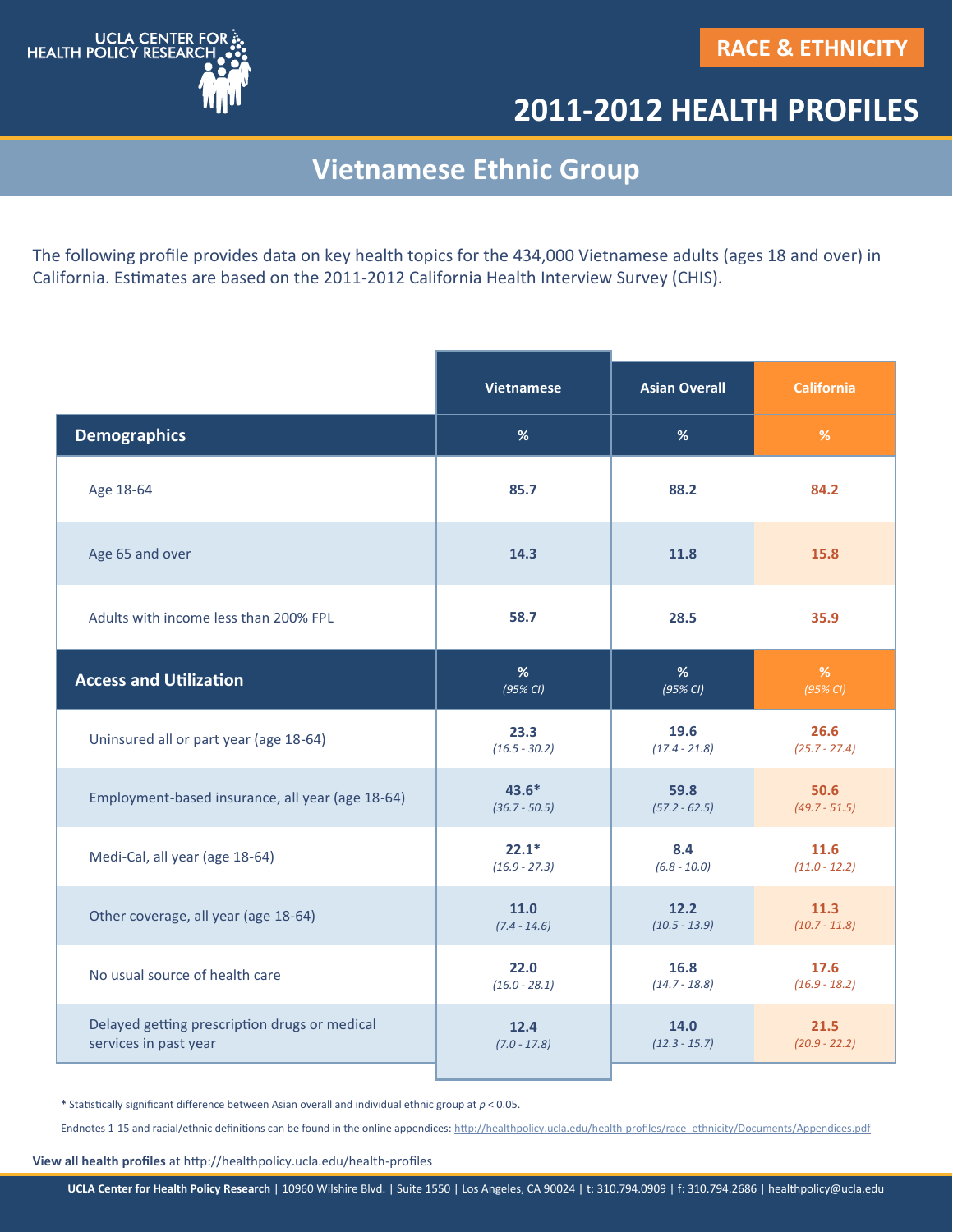UCLA CENTER FOR HEALTH POLICY RESEARCH

RACE & ETHNICITY

# 2011-2012 HEALTH PROFILES

## Vietnamese Ethnic Group

The following profile provides data on key health topics for the 434,000 Vietnamese adults (ages 18 and over) in California. Estimates are based on the 2011-2012 California Health Interview Survey (CHIS).

| | Vietnamese | Asian Overall | California |
|---|---|---|---|
| **Demographics** | % | % | % |
| Age 18-64 | 85.7 | 88.2 | 84.2 |
| Age 65 and over | 14.3 | 11.8 | 15.8 |
| Adults with income less than 200% FPL | 58.7 | 28.5 | 35.9 |
| **Access and Utilization** | % *(95% CI)* | % *(95% CI)* | % *(95% CI)* |
| Uninsured all or part year (age 18-64) | 23.3 *(16.5 - 30.2)* | 19.6 *(17.4 - 21.8)* | 26.6 *(25.7 - 27.4)* |
| Employment-based insurance, all year (age 18-64) | 43.6* *(36.7 - 50.5)* | 59.8 *(57.2 - 62.5)* | 50.6 *(49.7 - 51.5)* |
| Medi-Cal, all year (age 18-64) | 22.1* *(16.9 - 27.3)* | 8.4 *(6.8 - 10.0)* | 11.6 *(11.0 - 12.2)* |
| Other coverage, all year (age 18-64) | 11.0 *(7.4 - 14.6)* | 12.2 *(10.5 - 13.9)* | 11.3 *(10.7 - 11.8)* |
| No usual source of health care | 22.0 *(16.0 - 28.1)* | 16.8 *(14.7 - 18.8)* | 17.6 *(16.9 - 18.2)* |
| Delayed getting prescription drugs or medical services in past year | 12.4 *(7.0 - 17.8)* | 14.0 *(12.3 - 15.7)* | 21.5 *(20.9 - 22.2)* |

* Statistically significant difference between Asian overall and individual ethnic group at $p < 0.05$.

Endnotes 1-15 and racial/ethnic definitions can be found in the online appendices: http://healthpolicy.ucla.edu/health-profiles/race_ethnicity/Documents/Appendices.pdf

**View all health profiles** at http://healthpolicy.ucla.edu/health-profiles

**UCLA Center for Health Policy Research** | 10960 Wilshire Blvd. | Suite 1550 | Los Angeles, CA 90024 | t: 310.794.0909 | f: 310.794.2686 | healthpolicy@ucla.edu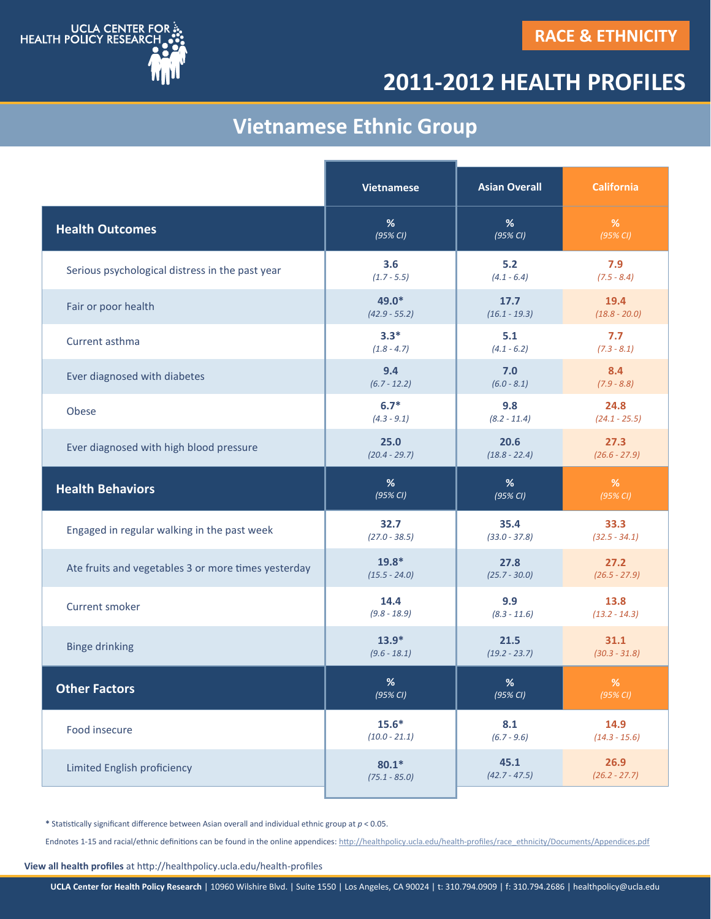# 2011-2012 HEALTH PROFILES

RACE & ETHNICITY

## Vietnamese Ethnic Group

| | Vietnamese | Asian Overall | California |
|---|---|---|---|
| **Health Outcomes** | % (95% CI) | % (95% CI) | % (95% CI) |
| Serious psychological distress in the past year | 3.6 (1.7 - 5.5) | 5.2 (4.1 - 6.4) | 7.9 (7.5 - 8.4) |
| Fair or poor health | 49.0* (42.9 - 55.2) | 17.7 (16.1 - 19.3) | 19.4 (18.8 - 20.0) |
| Current asthma | 3.3* (1.8 - 4.7) | 5.1 (4.1 - 6.2) | 7.7 (7.3 - 8.1) |
| Ever diagnosed with diabetes | 9.4 (6.7 - 12.2) | 7.0 (6.0 - 8.1) | 8.4 (7.9 - 8.8) |
| Obese | 6.7* (4.3 - 9.1) | 9.8 (8.2 - 11.4) | 24.8 (24.1 - 25.5) |
| Ever diagnosed with high blood pressure | 25.0 (20.4 - 29.7) | 20.6 (18.8 - 22.4) | 27.3 (26.6 - 27.9) |
| **Health Behaviors** | % (95% CI) | % (95% CI) | % (95% CI) |
| Engaged in regular walking in the past week | 32.7 (27.0 - 38.5) | 35.4 (33.0 - 37.8) | 33.3 (32.5 - 34.1) |
| Ate fruits and vegetables 3 or more times yesterday | 19.8* (15.5 - 24.0) | 27.8 (25.7 - 30.0) | 27.2 (26.5 - 27.9) |
| Current smoker | 14.4 (9.8 - 18.9) | 9.9 (8.3 - 11.6) | 13.8 (13.2 - 14.3) |
| Binge drinking | 13.9* (9.6 - 18.1) | 21.5 (19.2 - 23.7) | 31.1 (30.3 - 31.8) |
| **Other Factors** | % (95% CI) | % (95% CI) | % (95% CI) |
| Food insecure | 15.6* (10.0 - 21.1) | 8.1 (6.7 - 9.6) | 14.9 (14.3 - 15.6) |
| Limited English proficiency | 80.1* (75.1 - 85.0) | 45.1 (42.7 - 47.5) | 26.9 (26.2 - 27.7) |

* Statistically significant difference between Asian overall and individual ethnic group at $p < 0.05$.

Endnotes 1-15 and racial/ethnic definitions can be found in the online appendices: http://healthpolicy.ucla.edu/health-profiles/race_ethnicity/Documents/Appendices.pdf

**View all health profiles** at http://healthpolicy.ucla.edu/health-profiles

**UCLA Center for Health Policy Research** | 10960 Wilshire Blvd. | Suite 1550 | Los Angeles, CA 90024 | t: 310.794.0909 | f: 310.794.2686 | healthpolicy@ucla.edu